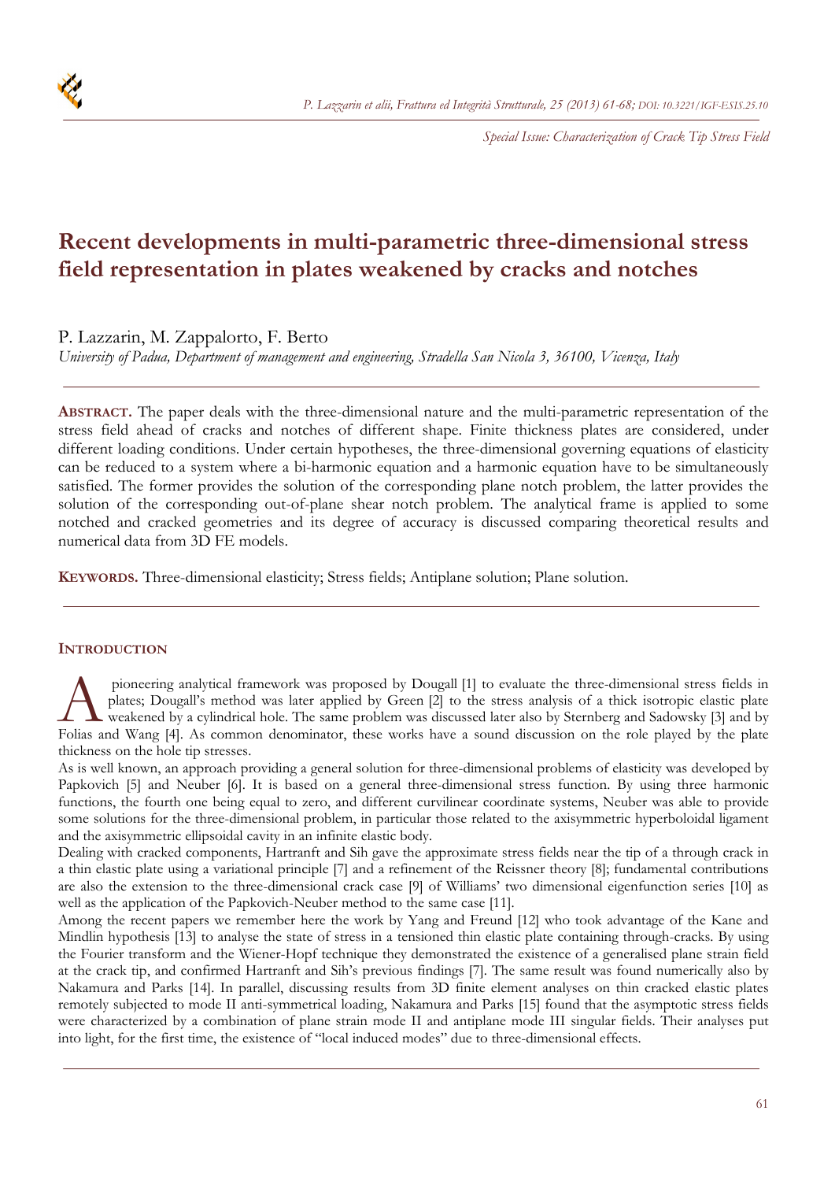# Recent developments in multi-parametric three-dimensional stress field representation in plates weakened by cracks and notches

P. Lazzarin, M. Zappalorto, F. Berto

*University of Padua, Department of management and engineering, Stradella San Nicola 3, 36100, Vicenza, Italy*

**ABSTRACT.** The paper deals with the three-dimensional nature and the multi-parametric representation of the stress field ahead of cracks and notches of different shape. Finite thickness plates are considered, under different loading conditions. Under certain hypotheses, the three-dimensional governing equations of elasticity can be reduced to a system where a bi-harmonic equation and a harmonic equation have to be simultaneously satisfied. The former provides the solution of the corresponding plane notch problem, the latter provides the solution of the corresponding out-of-plane shear notch problem. The analytical frame is applied to some notched and cracked geometries and its degree of accuracy is discussed comparing theoretical results and numerical data from 3D FE models.

**KEYWORDS.** Three-dimensional elasticity; Stress fields; Antiplane solution; Plane solution.

## INTRODUCTION

A pioneering analytical framework was proposed by Dougall [1] to evaluate the three-dimensional stress fields in plates; Dougall's method was later applied by Green [2] to the stress analysis of a thick isotropic elastic plate weakened by a cylindrical hole. The same problem was discussed later also by Sternberg and Sadowsky [3] and by Folias and Wang [4]. As common denominator, these works have a sound discussion on the role played by the plate thickness on the hole tip stresses.

As is well known, an approach providing a general solution for three-dimensional problems of elasticity was developed by Papkovich [5] and Neuber [6]. It is based on a general three-dimensional stress function. By using three harmonic functions, the fourth one being equal to zero, and different curvilinear coordinate systems, Neuber was able to provide some solutions for the three-dimensional problem, in particular those related to the axisymmetric hyperboloidal ligament and the axisymmetric ellipsoidal cavity in an infinite elastic body.

Dealing with cracked components, Hartranft and Sih gave the approximate stress fields near the tip of a through crack in a thin elastic plate using a variational principle [7] and a refinement of the Reissner theory [8]; fundamental contributions are also the extension to the three-dimensional crack case [9] of Williams' two dimensional eigenfunction series [10] as well as the application of the Papkovich-Neuber method to the same case [11].

Among the recent papers we remember here the work by Yang and Freund [12] who took advantage of the Kane and Mindlin hypothesis [13] to analyse the state of stress in a tensioned thin elastic plate containing through-cracks. By using the Fourier transform and the Wiener-Hopf technique they demonstrated the existence of a generalised plane strain field at the crack tip, and confirmed Hartranft and Sih's previous findings [7]. The same result was found numerically also by Nakamura and Parks [14]. In parallel, discussing results from 3D finite element analyses on thin cracked elastic plates remotely subjected to mode II anti-symmetrical loading, Nakamura and Parks [15] found that the asymptotic stress fields were characterized by a combination of plane strain mode II and antiplane mode III singular fields. Their analyses put into light, for the first time, the existence of "local induced modes" due to three-dimensional effects.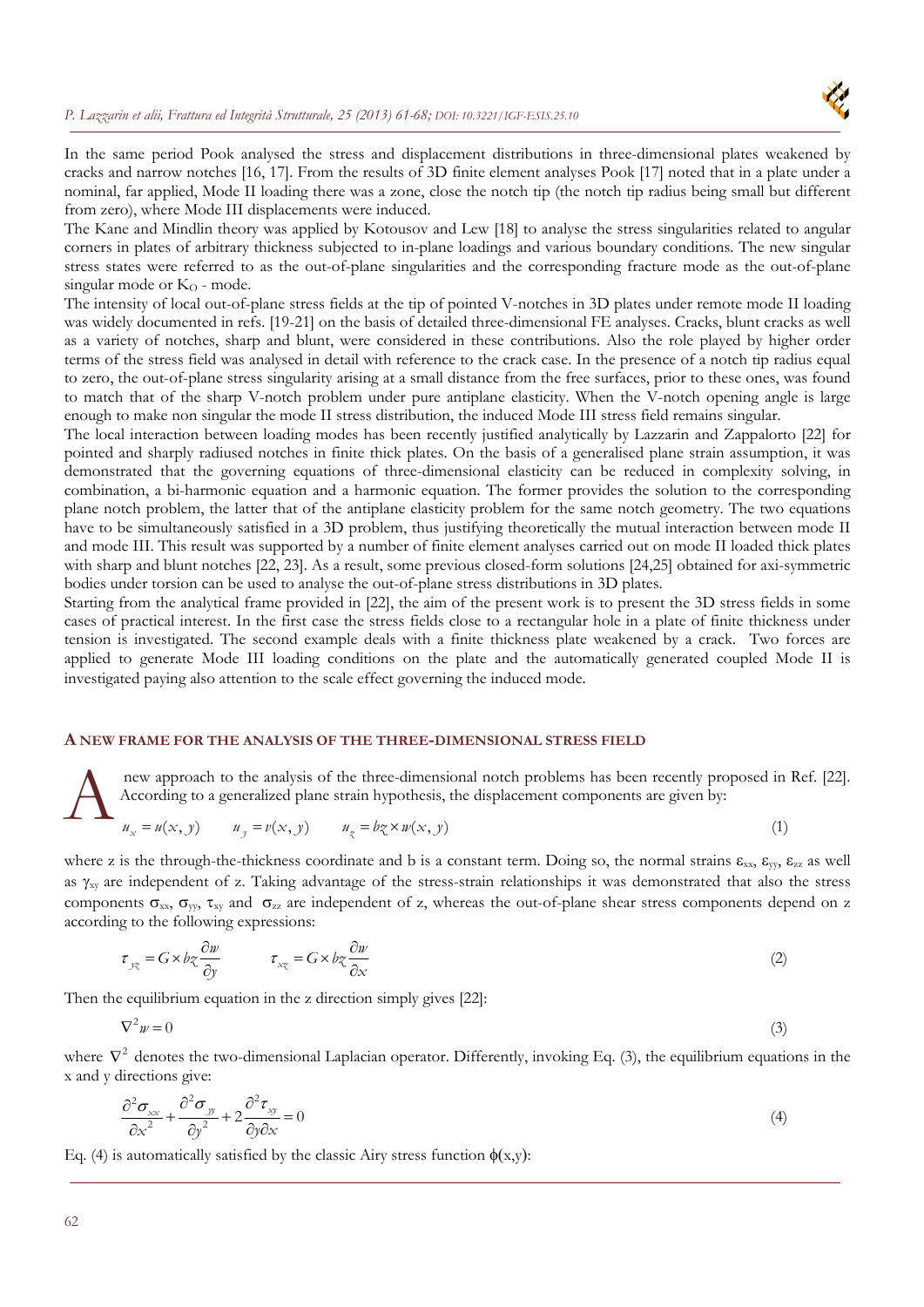In the same period Pook analysed the stress and displacement distributions in three-dimensional plates weakened by cracks and narrow notches [16, 17]. From the results of 3D finite element analyses Pook [17] noted that in a plate under a nominal, far applied, Mode II loading there was a zone, close the notch tip (the notch tip radius being small but different from zero), where Mode III displacements were induced.

The Kane and Mindlin theory was applied by Kotousov and Lew [18] to analyse the stress singularities related to angular corners in plates of arbitrary thickness subjected to in-plane loadings and various boundary conditions. The new singular stress states were referred to as the out-of-plane singularities and the corresponding fracture mode as the out-of-plane singular mode or $K_O$ - mode.

The intensity of local out-of-plane stress fields at the tip of pointed V-notches in 3D plates under remote mode II loading was widely documented in refs. [19-21] on the basis of detailed three-dimensional FE analyses. Cracks, blunt cracks as well as a variety of notches, sharp and blunt, were considered in these contributions. Also the role played by higher order terms of the stress field was analysed in detail with reference to the crack case. In the presence of a notch tip radius equal to zero, the out-of-plane stress singularity arising at a small distance from the free surfaces, prior to these ones, was found to match that of the sharp V-notch problem under pure antiplane elasticity. When the V-notch opening angle is large enough to make non singular the mode II stress distribution, the induced Mode III stress field remains singular.

The local interaction between loading modes has been recently justified analytically by Lazzarin and Zappalorto [22] for pointed and sharply radiused notches in finite thick plates. On the basis of a generalised plane strain assumption, it was demonstrated that the governing equations of three-dimensional elasticity can be reduced in complexity solving, in combination, a bi-harmonic equation and a harmonic equation. The former provides the solution to the corresponding plane notch problem, the latter that of the antiplane elasticity problem for the same notch geometry. The two equations have to be simultaneously satisfied in a 3D problem, thus justifying theoretically the mutual interaction between mode II and mode III. This result was supported by a number of finite element analyses carried out on mode II loaded thick plates with sharp and blunt notches [22, 23]. As a result, some previous closed-form solutions [24,25] obtained for axi-symmetric bodies under torsion can be used to analyse the out-of-plane stress distributions in 3D plates.

Starting from the analytical frame provided in [22], the aim of the present work is to present the 3D stress fields in some cases of practical interest. In the first case the stress fields close to a rectangular hole in a plate of finite thickness under tension is investigated. The second example deals with a finite thickness plate weakened by a crack. Two forces are applied to generate Mode III loading conditions on the plate and the automatically generated coupled Mode II is investigated paying also attention to the scale effect governing the induced mode.

## A NEW FRAME FOR THE ANALYSIS OF THE THREE-DIMENSIONAL STRESS FIELD

A new approach to the analysis of the three-dimensional notch problems has been recently proposed in Ref. [22]. According to a generalized plane strain hypothesis, the displacement components are given by:

$$u_x = u(x, y) \qquad u_y = v(x, y) \qquad u_z = bz \times w(x, y) \tag{1}$$

where z is the through-the-thickness coordinate and b is a constant term. Doing so, the normal strains $\varepsilon_{xx}$, $\varepsilon_{yy}$, $\varepsilon_{zz}$ as well as $\gamma_{xy}$ are independent of z. Taking advantage of the stress-strain relationships it was demonstrated that also the stress components $\sigma_{xx}$, $\sigma_{yy}$, $\tau_{xy}$ and $\sigma_{zz}$ are independent of z, whereas the out-of-plane shear stress components depend on z according to the following expressions:

$$\tau_{yz} = G \times bz \frac{\partial w}{\partial y} \qquad \tau_{xz} = G \times bz \frac{\partial w}{\partial x} \tag{2}$$

Then the equilibrium equation in the z direction simply gives [22]:

$$\nabla^2 w = 0 \tag{3}$$

where $\nabla^2$ denotes the two-dimensional Laplacian operator. Differently, invoking Eq. (3), the equilibrium equations in the x and y directions give:

$$\frac{\partial^2 \sigma_{xx}}{\partial x^2} + \frac{\partial^2 \sigma_{yy}}{\partial y^2} + 2\frac{\partial^2 \tau_{xy}}{\partial y \partial x} = 0 \tag{4}$$

Eq. (4) is automatically satisfied by the classic Airy stress function $\phi(x,y)$: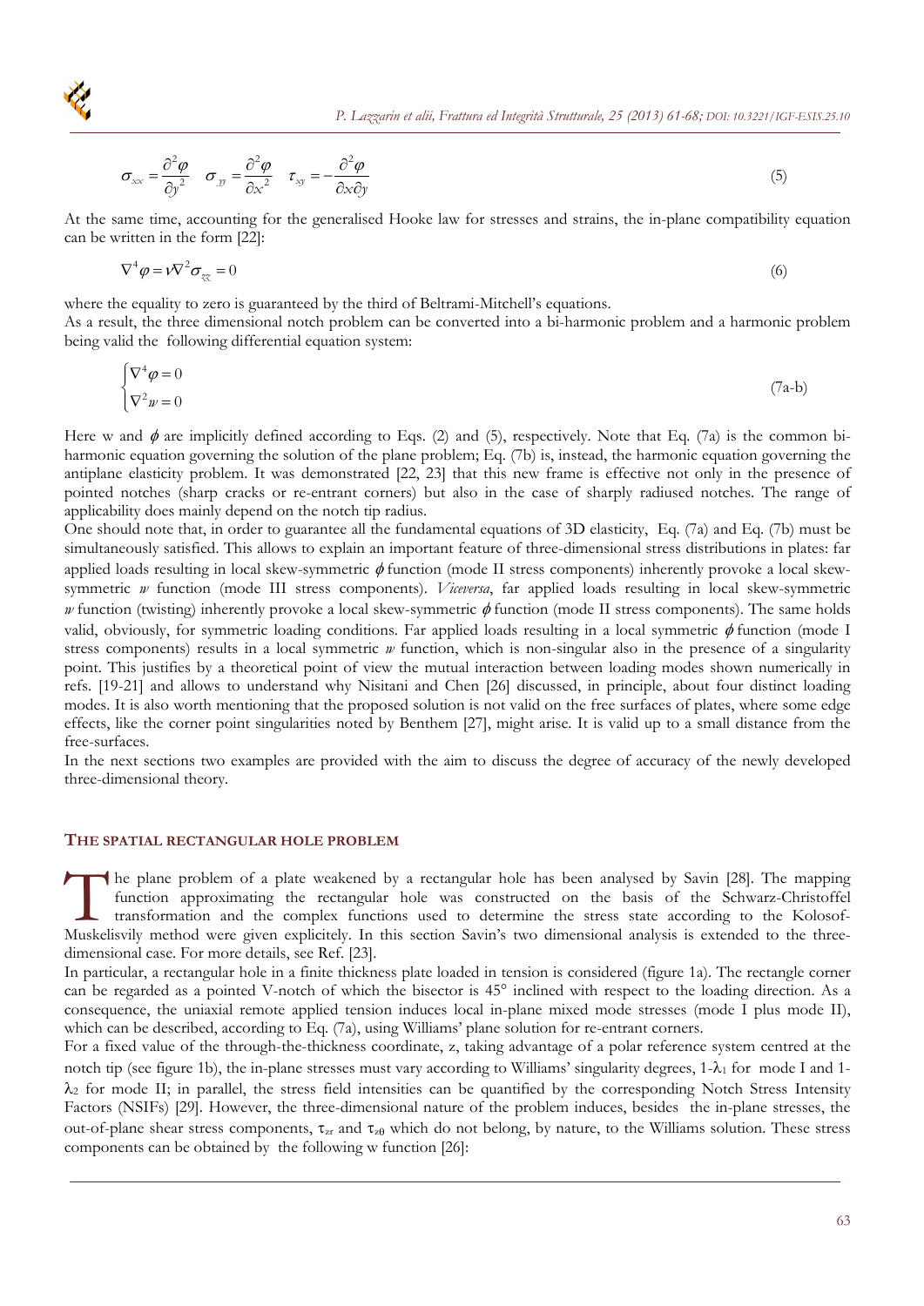$$\sigma_{xx} = \frac{\partial^2 \varphi}{\partial y^2} \quad \sigma_{yy} = \frac{\partial^2 \varphi}{\partial x^2} \quad \tau_{xy} = -\frac{\partial^2 \varphi}{\partial x \partial y} \tag{5}$$

At the same time, accounting for the generalised Hooke law for stresses and strains, the in-plane compatibility equation can be written in the form [22]:

$$\nabla^4 \varphi = \nu \nabla^2 \sigma_{zz} = 0 \tag{6}$$

where the equality to zero is guaranteed by the third of Beltrami-Mitchell's equations.

As a result, the three dimensional notch problem can be converted into a bi-harmonic problem and a harmonic problem being valid the following differential equation system:

$$\begin{cases} \nabla^4 \varphi = 0 \\ \nabla^2 w = 0 \end{cases} \tag{7a-b}$$

Here w and $\phi$ are implicitly defined according to Eqs. (2) and (5), respectively. Note that Eq. (7a) is the common bi-harmonic equation governing the solution of the plane problem; Eq. (7b) is, instead, the harmonic equation governing the antiplane elasticity problem. It was demonstrated [22, 23] that this new frame is effective not only in the presence of pointed notches (sharp cracks or re-entrant corners) but also in the case of sharply radiused notches. The range of applicability does mainly depend on the notch tip radius.

One should note that, in order to guarantee all the fundamental equations of 3D elasticity, Eq. (7a) and Eq. (7b) must be simultaneously satisfied. This allows to explain an important feature of three-dimensional stress distributions in plates: far applied loads resulting in local skew-symmetric $\phi$ function (mode II stress components) inherently provoke a local skew-symmetric $w$ function (mode III stress components). *Viceversa*, far applied loads resulting in local skew-symmetric $w$ function (twisting) inherently provoke a local skew-symmetric $\phi$ function (mode II stress components). The same holds valid, obviously, for symmetric loading conditions. Far applied loads resulting in a local symmetric $\phi$ function (mode I stress components) results in a local symmetric $w$ function, which is non-singular also in the presence of a singularity point. This justifies by a theoretical point of view the mutual interaction between loading modes shown numerically in refs. [19-21] and allows to understand why Nisitani and Chen [26] discussed, in principle, about four distinct loading modes. It is also worth mentioning that the proposed solution is not valid on the free surfaces of plates, where some edge effects, like the corner point singularities noted by Benthem [27], might arise. It is valid up to a small distance from the free-surfaces.

In the next sections two examples are provided with the aim to discuss the degree of accuracy of the newly developed three-dimensional theory.

## THE SPATIAL RECTANGULAR HOLE PROBLEM

The plane problem of a plate weakened by a rectangular hole has been analysed by Savin [28]. The mapping function approximating the rectangular hole was constructed on the basis of the Schwarz-Christoffel transformation and the complex functions used to determine the stress state according to the Kolosof-Muskelisvily method were given explicitely. In this section Savin's two dimensional analysis is extended to the three-dimensional case. For more details, see Ref. [23].

In particular, a rectangular hole in a finite thickness plate loaded in tension is considered (figure 1a). The rectangle corner can be regarded as a pointed V-notch of which the bisector is 45° inclined with respect to the loading direction. As a consequence, the uniaxial remote applied tension induces local in-plane mixed mode stresses (mode I plus mode II), which can be described, according to Eq. (7a), using Williams' plane solution for re-entrant corners.

For a fixed value of the through-the-thickness coordinate, z, taking advantage of a polar reference system centred at the notch tip (see figure 1b), the in-plane stresses must vary according to Williams' singularity degrees, $1-\lambda_1$ for mode I and $1-\lambda_2$ for mode II; in parallel, the stress field intensities can be quantified by the corresponding Notch Stress Intensity Factors (NSIFs) [29]. However, the three-dimensional nature of the problem induces, besides the in-plane stresses, the out-of-plane shear stress components, $\tau_{zr}$ and $\tau_{z\theta}$ which do not belong, by nature, to the Williams solution. These stress components can be obtained by the following w function [26]: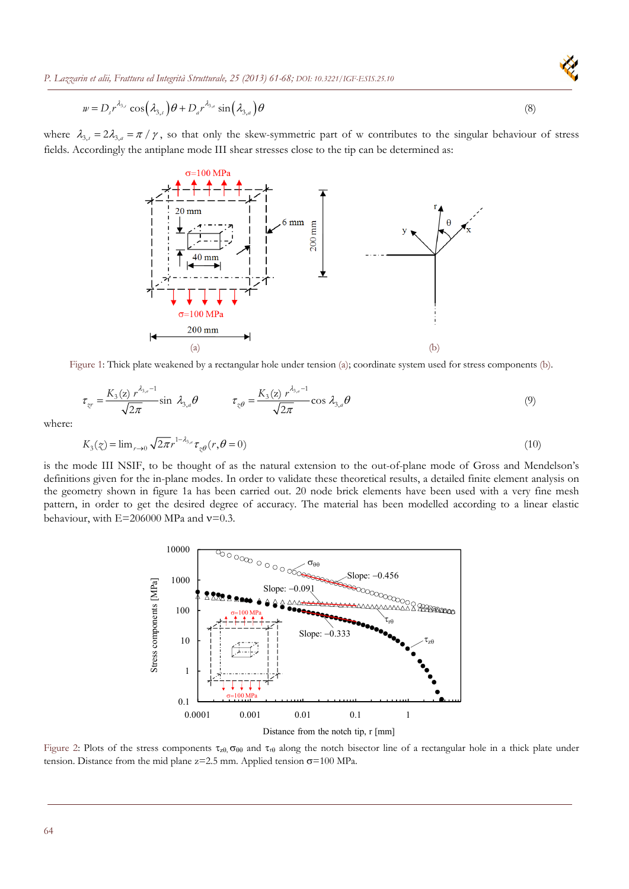$$w = D_s r^{\lambda_{3,s}} \cos\left(\lambda_{3,s}\right)\theta + D_a r^{\lambda_{3,a}} \sin\left(\lambda_{3,a}\right)\theta \tag{8}$$

where $\lambda_{3,s} = 2\lambda_{3,a} = \pi / \gamma$, so that only the skew-symmetric part of w contributes to the singular behaviour of stress fields. Accordingly the antiplane mode III shear stresses close to the tip can be determined as:

Figure 1: Thick plate weakened by a rectangular hole under tension (a); coordinate system used for stress components (b).

$$\tau_{zr} = \frac{K_3(z)\, r^{\lambda_{3,a}-1}}{\sqrt{2\pi}} \sin \lambda_{3,a}\theta \qquad \tau_{z\theta} = \frac{K_3(z)\, r^{\lambda_{3,a}-1}}{\sqrt{2\pi}} \cos \lambda_{3,a}\theta \tag{9}$$

where:

$$K_3(z) = \lim_{r\to 0} \sqrt{2\pi}\, r^{1-\lambda_{3,a}}\, \tau_{z\theta}(r, \theta = 0) \tag{10}$$

is the mode III NSIF, to be thought of as the natural extension to the out-of-plane mode of Gross and Mendelson's definitions given for the in-plane modes. In order to validate these theoretical results, a detailed finite element analysis on the geometry shown in figure 1a has been carried out. 20 node brick elements have been used with a very fine mesh pattern, in order to get the desired degree of accuracy. The material has been modelled according to a linear elastic behaviour, with E=206000 MPa and ν=0.3.

Figure 2: Plots of the stress components $\tau_{z\theta}$, $\sigma_{\theta\theta}$ and $\tau_{r\theta}$ along the notch bisector line of a rectangular hole in a thick plate under tension. Distance from the mid plane z=2.5 mm. Applied tension σ=100 MPa.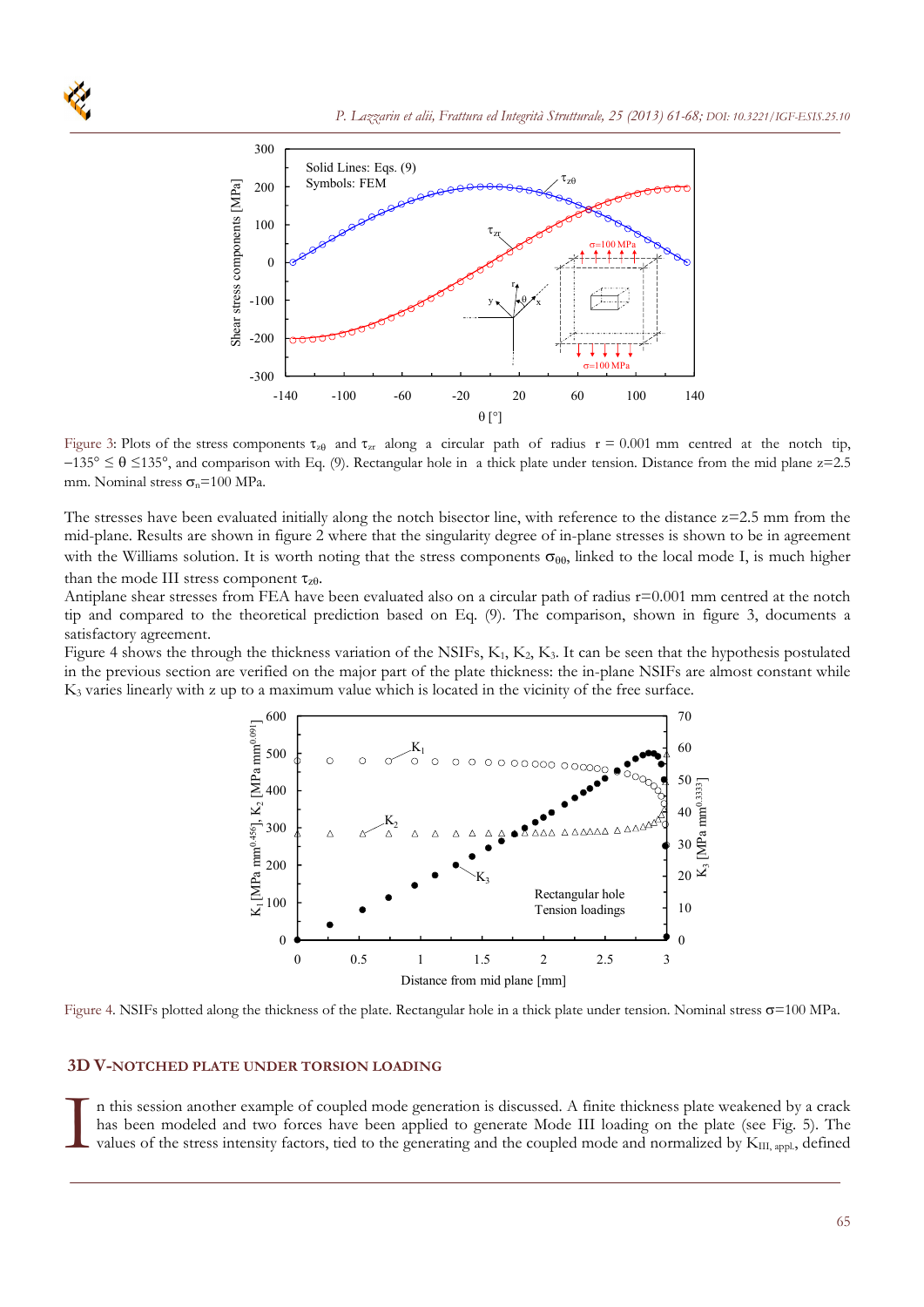Figure 3: Plots of the stress components $\tau_{z\theta}$ and $\tau_{zr}$ along a circular path of radius r = 0.001 mm centred at the notch tip, $-135° \leq \theta \leq 135°$, and comparison with Eq. (9). Rectangular hole in a thick plate under tension. Distance from the mid plane z=2.5 mm. Nominal stress $\sigma_n$=100 MPa.

The stresses have been evaluated initially along the notch bisector line, with reference to the distance z=2.5 mm from the mid-plane. Results are shown in figure 2 where that the singularity degree of in-plane stresses is shown to be in agreement with the Williams solution. It is worth noting that the stress components $\sigma_{\theta\theta}$, linked to the local mode I, is much higher than the mode III stress component $\tau_{z\theta}$.

Antiplane shear stresses from FEA have been evaluated also on a circular path of radius r=0.001 mm centred at the notch tip and compared to the theoretical prediction based on Eq. (9). The comparison, shown in figure 3, documents a satisfactory agreement.

Figure 4 shows the through the thickness variation of the NSIFs, $K_1$, $K_2$, $K_3$. It can be seen that the hypothesis postulated in the previous section are verified on the major part of the plate thickness: the in-plane NSIFs are almost constant while $K_3$ varies linearly with z up to a maximum value which is located in the vicinity of the free surface.

Figure 4. NSIFs plotted along the thickness of the plate. Rectangular hole in a thick plate under tension. Nominal stress $\sigma$=100 MPa.

## 3D V-NOTCHED PLATE UNDER TORSION LOADING

In this session another example of coupled mode generation is discussed. A finite thickness plate weakened by a crack has been modeled and two forces have been applied to generate Mode III loading on the plate (see Fig. 5). The values of the stress intensity factors, tied to the generating and the coupled mode and normalized by $K_{III,\,appl.}$, defined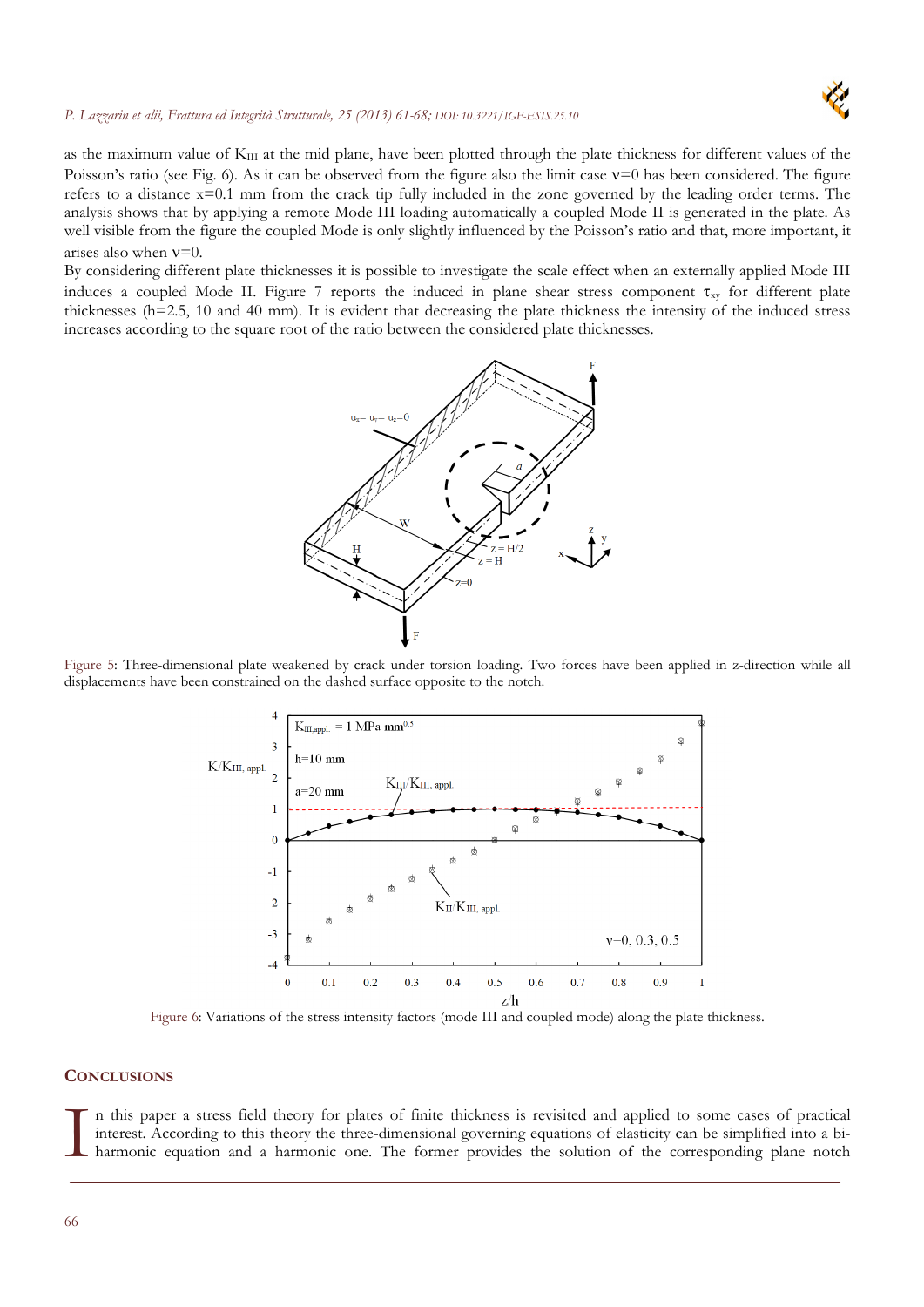as the maximum value of $K_{III}$ at the mid plane, have been plotted through the plate thickness for different values of the Poisson's ratio (see Fig. 6). As it can be observed from the figure also the limit case $\nu=0$ has been considered. The figure refers to a distance x=0.1 mm from the crack tip fully included in the zone governed by the leading order terms. The analysis shows that by applying a remote Mode III loading automatically a coupled Mode II is generated in the plate. As well visible from the figure the coupled Mode is only slightly influenced by the Poisson's ratio and that, more important, it arises also when $\nu=0$.

By considering different plate thicknesses it is possible to investigate the scale effect when an externally applied Mode III induces a coupled Mode II. Figure 7 reports the induced in plane shear stress component $\tau_{xy}$ for different plate thicknesses (h=2.5, 10 and 40 mm). It is evident that decreasing the plate thickness the intensity of the induced stress increases according to the square root of the ratio between the considered plate thicknesses.

Figure 5: Three-dimensional plate weakened by crack under torsion loading. Two forces have been applied in z-direction while all displacements have been constrained on the dashed surface opposite to the notch.

Figure 6: Variations of the stress intensity factors (mode III and coupled mode) along the plate thickness.

## CONCLUSIONS

In this paper a stress field theory for plates of finite thickness is revisited and applied to some cases of practical interest. According to this theory the three-dimensional governing equations of elasticity can be simplified into a bi-harmonic equation and a harmonic one. The former provides the solution of the corresponding plane notch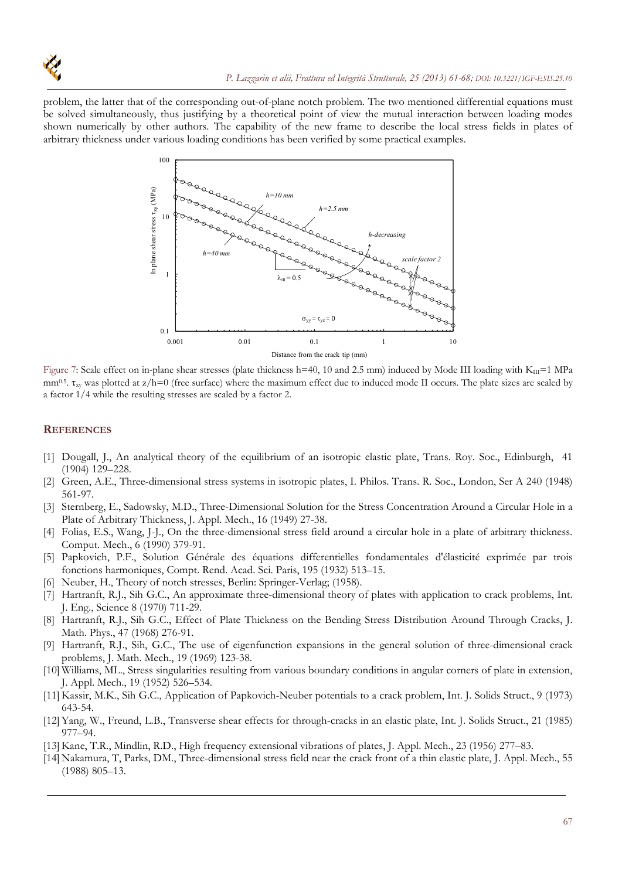problem, the latter that of the corresponding out-of-plane notch problem. The two mentioned differential equations must be solved simultaneously, thus justifying by a theoretical point of view the mutual interaction between loading modes shown numerically by other authors. The capability of the new frame to describe the local stress fields in plates of arbitrary thickness under various loading conditions has been verified by some practical examples.

Figure 7: Scale effect on in-plane shear stresses (plate thickness h=40, 10 and 2.5 mm) induced by Mode III loading with $K_{III}$=1 MPa $mm^{0.5}$. $\tau_{xy}$ was plotted at z/h=0 (free surface) where the maximum effect due to induced mode II occurs. The plate sizes are scaled by a factor 1/4 while the resulting stresses are scaled by a factor 2.

## REFERENCES

[1] Dougall, J., An analytical theory of the equilibrium of an isotropic elastic plate, Trans. Roy. Soc., Edinburgh, 41 (1904) 129–228.

[2] Green, A.E., Three-dimensional stress systems in isotropic plates, I. Philos. Trans. R. Soc., London, Ser A 240 (1948) 561-97.

[3] Sternberg, E., Sadowsky, M.D., Three-Dimensional Solution for the Stress Concentration Around a Circular Hole in a Plate of Arbitrary Thickness, J. Appl. Mech., 16 (1949) 27-38.

[4] Folias, E.S., Wang, J-J., On the three-dimensional stress field around a circular hole in a plate of arbitrary thickness. Comput. Mech., 6 (1990) 379-91.

[5] Papkovich, P.F., Solution Générale des équations differentielles fondamentales d'élasticité exprimée par trois fonctions harmoniques, Compt. Rend. Acad. Sci. Paris, 195 (1932) 513–15.

[6] Neuber, H., Theory of notch stresses, Berlin: Springer-Verlag; (1958).

[7] Hartranft, R.J., Sih G.C., An approximate three-dimensional theory of plates with application to crack problems, Int. J. Eng., Science 8 (1970) 711-29.

[8] Hartranft, R.J., Sih, G.C., Effect of Plate Thickness on the Bending Stress Distribution Around Through Cracks, J. Math. Phys., 47 (1968) 276-91.

[9] Hartranft, R.J., Sih, G.C., The use of eigenfunction expansions in the general solution of three-dimensional crack problems, J. Math. Mech., 19 (1969) 123-38.

[10] Williams, ML., Stress singularities resulting from various boundary conditions in angular corners of plate in extension, J. Appl. Mech., 19 (1952) 526–534.

[11] Kassir, M.K., Sih G.C., Application of Papkovich-Neuber potentials to a crack problem, Int. J. Solids Struct., 9 (1973) 643-54.

[12] Yang, W., Freund, L.B., Transverse shear effects for through-cracks in an elastic plate, Int. J. Solids Struct., 21 (1985) 977–94.

[13] Kane, T.R., Mindlin, R.D., High frequency extensional vibrations of plates, J. Appl. Mech., 23 (1956) 277–83.

[14] Nakamura, T, Parks, DM., Three-dimensional stress field near the crack front of a thin elastic plate, J. Appl. Mech., 55 (1988) 805–13.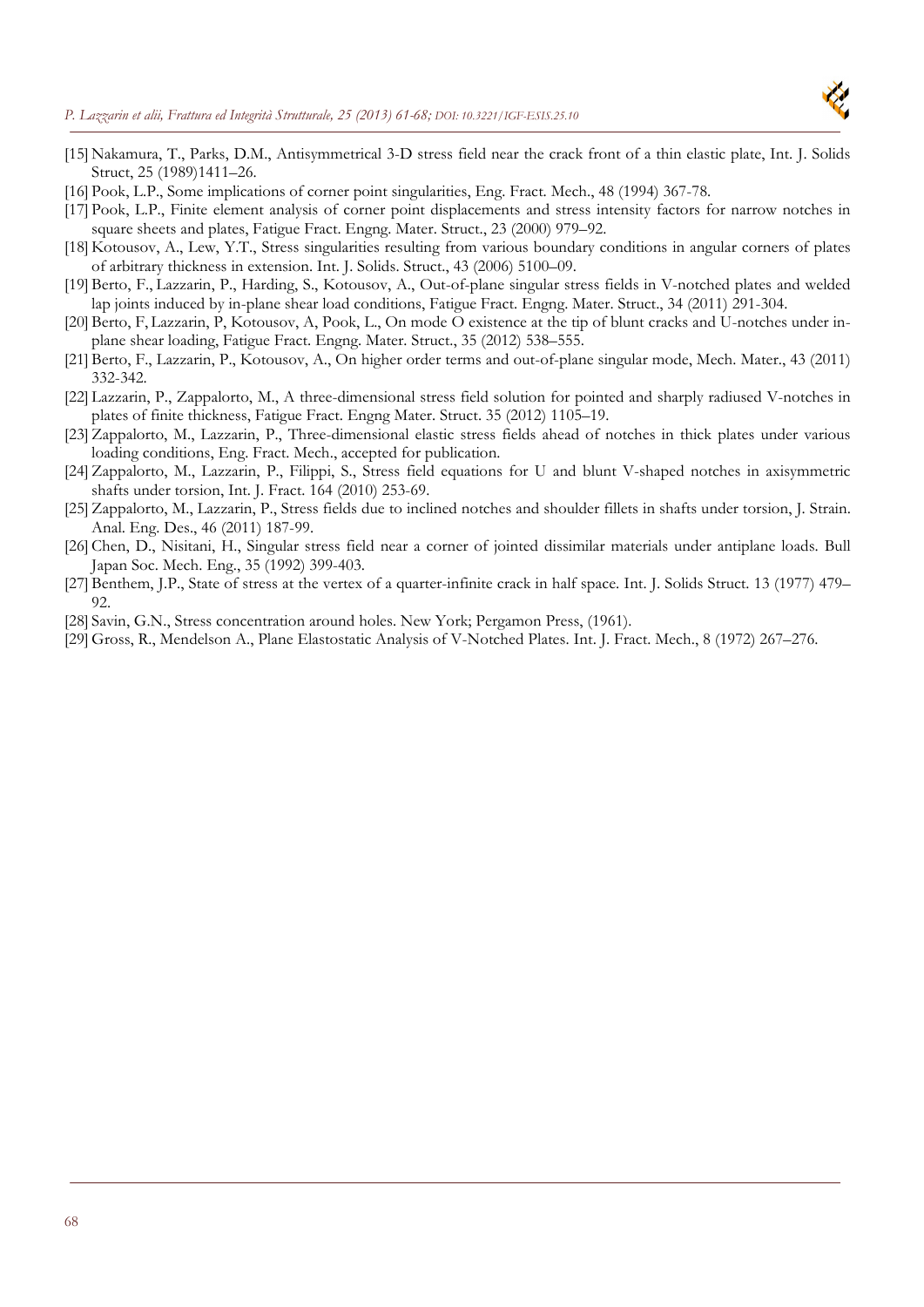[15] Nakamura, T., Parks, D.M., Antisymmetrical 3-D stress field near the crack front of a thin elastic plate, Int. J. Solids Struct, 25 (1989)1411–26.

[16] Pook, L.P., Some implications of corner point singularities, Eng. Fract. Mech., 48 (1994) 367-78.

[17] Pook, L.P., Finite element analysis of corner point displacements and stress intensity factors for narrow notches in square sheets and plates, Fatigue Fract. Engng. Mater. Struct., 23 (2000) 979–92.

[18] Kotousov, A., Lew, Y.T., Stress singularities resulting from various boundary conditions in angular corners of plates of arbitrary thickness in extension. Int. J. Solids. Struct., 43 (2006) 5100–09.

[19] Berto, F., Lazzarin, P., Harding, S., Kotousov, A., Out-of-plane singular stress fields in V-notched plates and welded lap joints induced by in-plane shear load conditions, Fatigue Fract. Engng. Mater. Struct., 34 (2011) 291-304.

[20] Berto, F, Lazzarin, P, Kotousov, A, Pook, L., On mode O existence at the tip of blunt cracks and U-notches under in-plane shear loading, Fatigue Fract. Engng. Mater. Struct., 35 (2012) 538–555.

[21] Berto, F., Lazzarin, P., Kotousov, A., On higher order terms and out-of-plane singular mode, Mech. Mater., 43 (2011) 332-342.

[22] Lazzarin, P., Zappalorto, M., A three-dimensional stress field solution for pointed and sharply radiused V-notches in plates of finite thickness, Fatigue Fract. Engng Mater. Struct. 35 (2012) 1105–19.

[23] Zappalorto, M., Lazzarin, P., Three-dimensional elastic stress fields ahead of notches in thick plates under various loading conditions, Eng. Fract. Mech., accepted for publication.

[24] Zappalorto, M., Lazzarin, P., Filippi, S., Stress field equations for U and blunt V-shaped notches in axisymmetric shafts under torsion, Int. J. Fract. 164 (2010) 253-69.

[25] Zappalorto, M., Lazzarin, P., Stress fields due to inclined notches and shoulder fillets in shafts under torsion, J. Strain. Anal. Eng. Des., 46 (2011) 187-99.

[26] Chen, D., Nisitani, H., Singular stress field near a corner of jointed dissimilar materials under antiplane loads. Bull Japan Soc. Mech. Eng., 35 (1992) 399-403.

[27] Benthem, J.P., State of stress at the vertex of a quarter-infinite crack in half space. Int. J. Solids Struct. 13 (1977) 479–92.

[28] Savin, G.N., Stress concentration around holes. New York; Pergamon Press, (1961).

[29] Gross, R., Mendelson A., Plane Elastostatic Analysis of V-Notched Plates. Int. J. Fract. Mech., 8 (1972) 267–276.